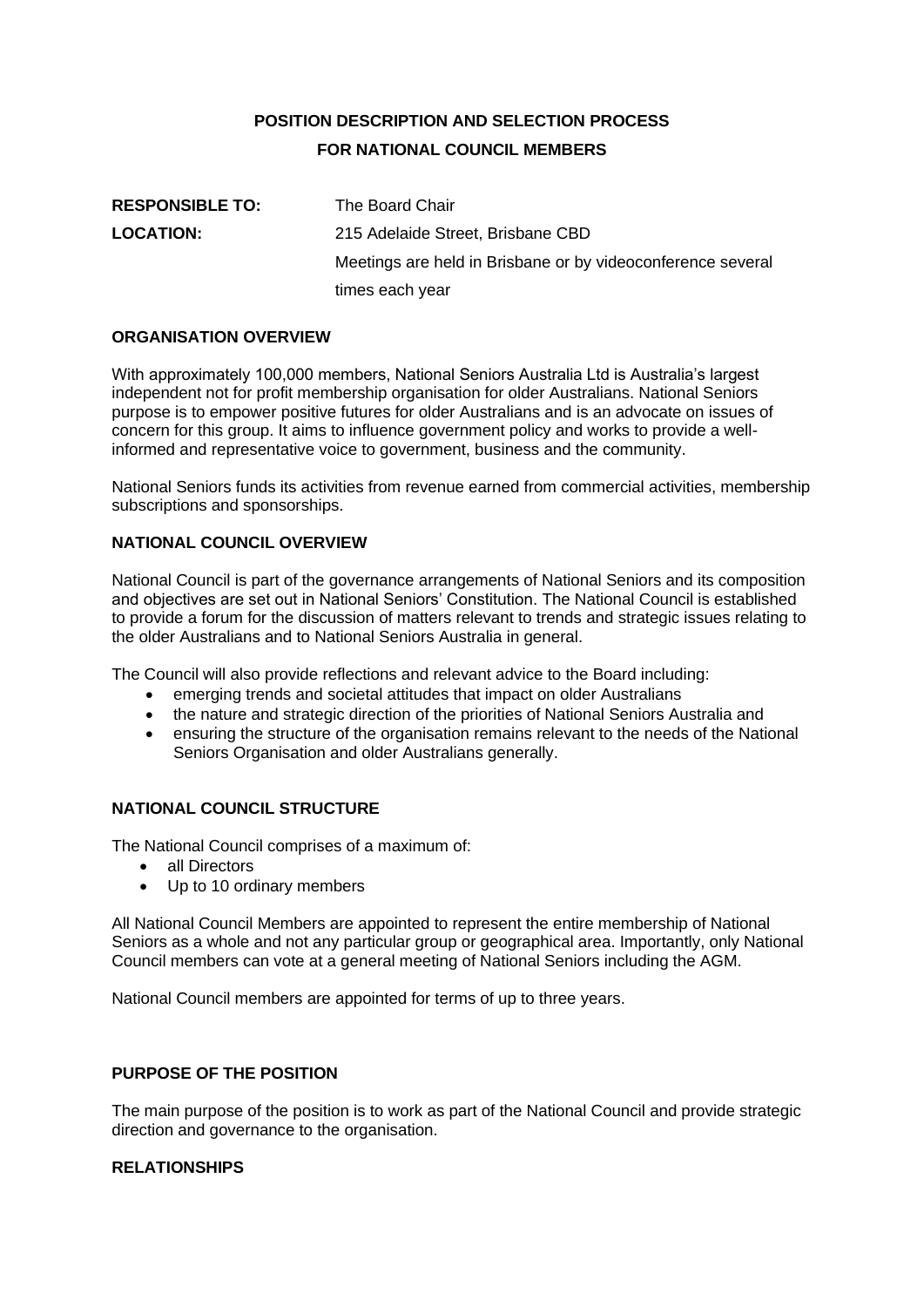# POSITION DESCRIPTION AND SELECTION PROCESS FOR NATIONAL COUNCIL MEMBERS

**RESPONSIBLE TO:** The Board Chair

**LOCATION:** 215 Adelaide Street, Brisbane CBD
Meetings are held in Brisbane or by videoconference several times each year

## ORGANISATION OVERVIEW

With approximately 100,000 members, National Seniors Australia Ltd is Australia's largest independent not for profit membership organisation for older Australians. National Seniors purpose is to empower positive futures for older Australians and is an advocate on issues of concern for this group. It aims to influence government policy and works to provide a well-informed and representative voice to government, business and the community.

National Seniors funds its activities from revenue earned from commercial activities, membership subscriptions and sponsorships.

## NATIONAL COUNCIL OVERVIEW

National Council is part of the governance arrangements of National Seniors and its composition and objectives are set out in National Seniors' Constitution. The National Council is established to provide a forum for the discussion of matters relevant to trends and strategic issues relating to the older Australians and to National Seniors Australia in general.

The Council will also provide reflections and relevant advice to the Board including:

- emerging trends and societal attitudes that impact on older Australians
- the nature and strategic direction of the priorities of National Seniors Australia and
- ensuring the structure of the organisation remains relevant to the needs of the National Seniors Organisation and older Australians generally.

## NATIONAL COUNCIL STRUCTURE

The National Council comprises of a maximum of:

- all Directors
- Up to 10 ordinary members

All National Council Members are appointed to represent the entire membership of National Seniors as a whole and not any particular group or geographical area. Importantly, only National Council members can vote at a general meeting of National Seniors including the AGM.

National Council members are appointed for terms of up to three years.

## PURPOSE OF THE POSITION

The main purpose of the position is to work as part of the National Council and provide strategic direction and governance to the organisation.

## RELATIONSHIPS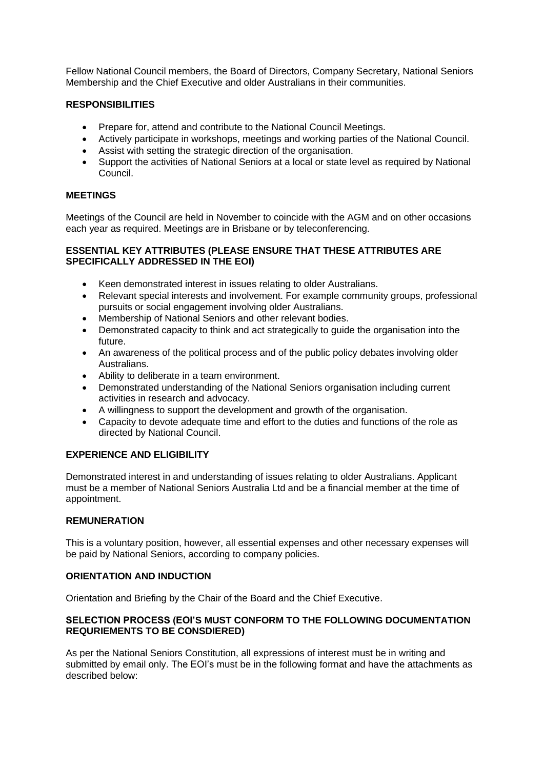Fellow National Council members, the Board of Directors, Company Secretary, National Seniors Membership and the Chief Executive and older Australians in their communities.

**RESPONSIBILITIES**

- Prepare for, attend and contribute to the National Council Meetings.
- Actively participate in workshops, meetings and working parties of the National Council.
- Assist with setting the strategic direction of the organisation.
- Support the activities of National Seniors at a local or state level as required by National Council.

**MEETINGS**

Meetings of the Council are held in November to coincide with the AGM and on other occasions each year as required. Meetings are in Brisbane or by teleconferencing.

**ESSENTIAL KEY ATTRIBUTES (PLEASE ENSURE THAT THESE ATTRIBUTES ARE SPECIFICALLY ADDRESSED IN THE EOI)**

- Keen demonstrated interest in issues relating to older Australians.
- Relevant special interests and involvement. For example community groups, professional pursuits or social engagement involving older Australians.
- Membership of National Seniors and other relevant bodies.
- Demonstrated capacity to think and act strategically to guide the organisation into the future.
- An awareness of the political process and of the public policy debates involving older Australians.
- Ability to deliberate in a team environment.
- Demonstrated understanding of the National Seniors organisation including current activities in research and advocacy.
- A willingness to support the development and growth of the organisation.
- Capacity to devote adequate time and effort to the duties and functions of the role as directed by National Council.

**EXPERIENCE AND ELIGIBILITY**

Demonstrated interest in and understanding of issues relating to older Australians. Applicant must be a member of National Seniors Australia Ltd and be a financial member at the time of appointment.

**REMUNERATION**

This is a voluntary position, however, all essential expenses and other necessary expenses will be paid by National Seniors, according to company policies.

**ORIENTATION AND INDUCTION**

Orientation and Briefing by the Chair of the Board and the Chief Executive.

**SELECTION PROCESS (EOI'S MUST CONFORM TO THE FOLLOWING DOCUMENTATION REQURIEMENTS TO BE CONSDIERED)**

As per the National Seniors Constitution, all expressions of interest must be in writing and submitted by email only. The EOI's must be in the following format and have the attachments as described below: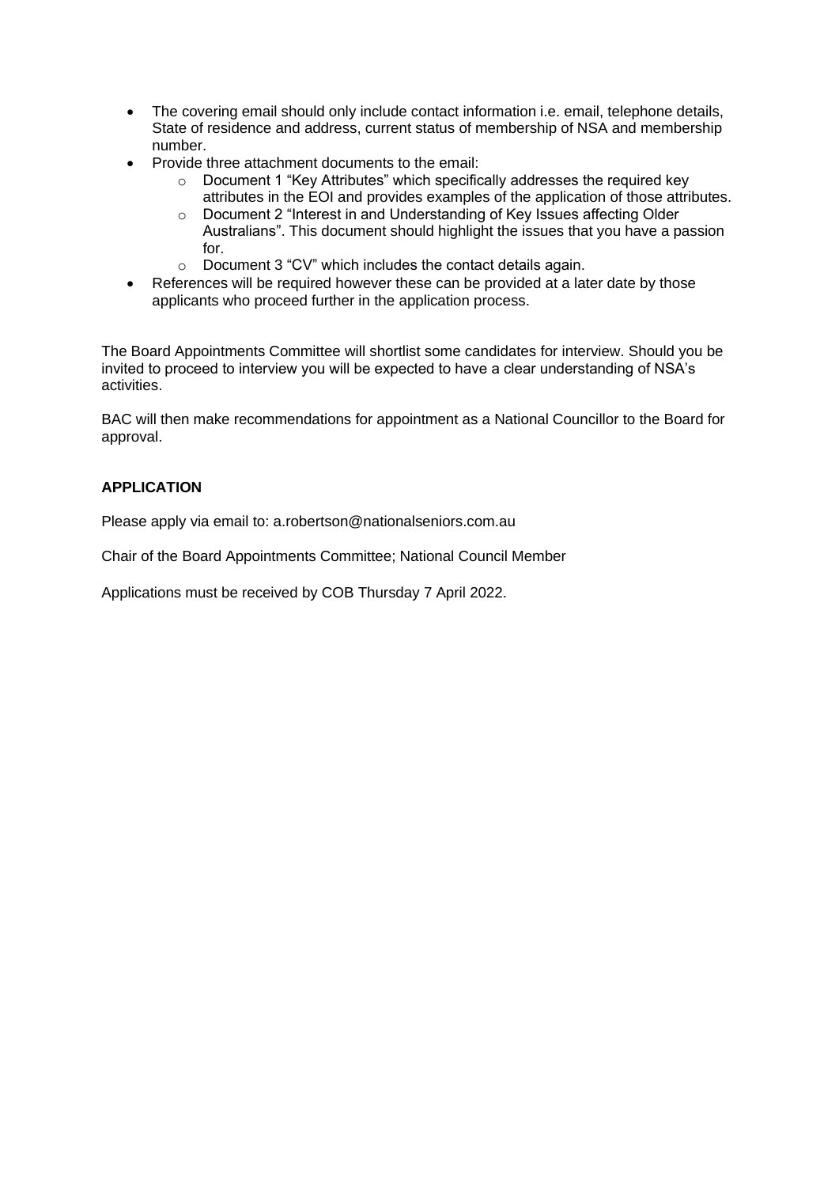- The covering email should only include contact information i.e. email, telephone details, State of residence and address, current status of membership of NSA and membership number.
- Provide three attachment documents to the email:
    - Document 1 “Key Attributes” which specifically addresses the required key attributes in the EOI and provides examples of the application of those attributes.
    - Document 2 “Interest in and Understanding of Key Issues affecting Older Australians”. This document should highlight the issues that you have a passion for.
    - Document 3 “CV” which includes the contact details again.
- References will be required however these can be provided at a later date by those applicants who proceed further in the application process.

The Board Appointments Committee will shortlist some candidates for interview. Should you be invited to proceed to interview you will be expected to have a clear understanding of NSA’s activities.

BAC will then make recommendations for appointment as a National Councillor to the Board for approval.

**APPLICATION**

Please apply via email to: a.robertson@nationalseniors.com.au

Chair of the Board Appointments Committee; National Council Member

Applications must be received by COB Thursday 7 April 2022.